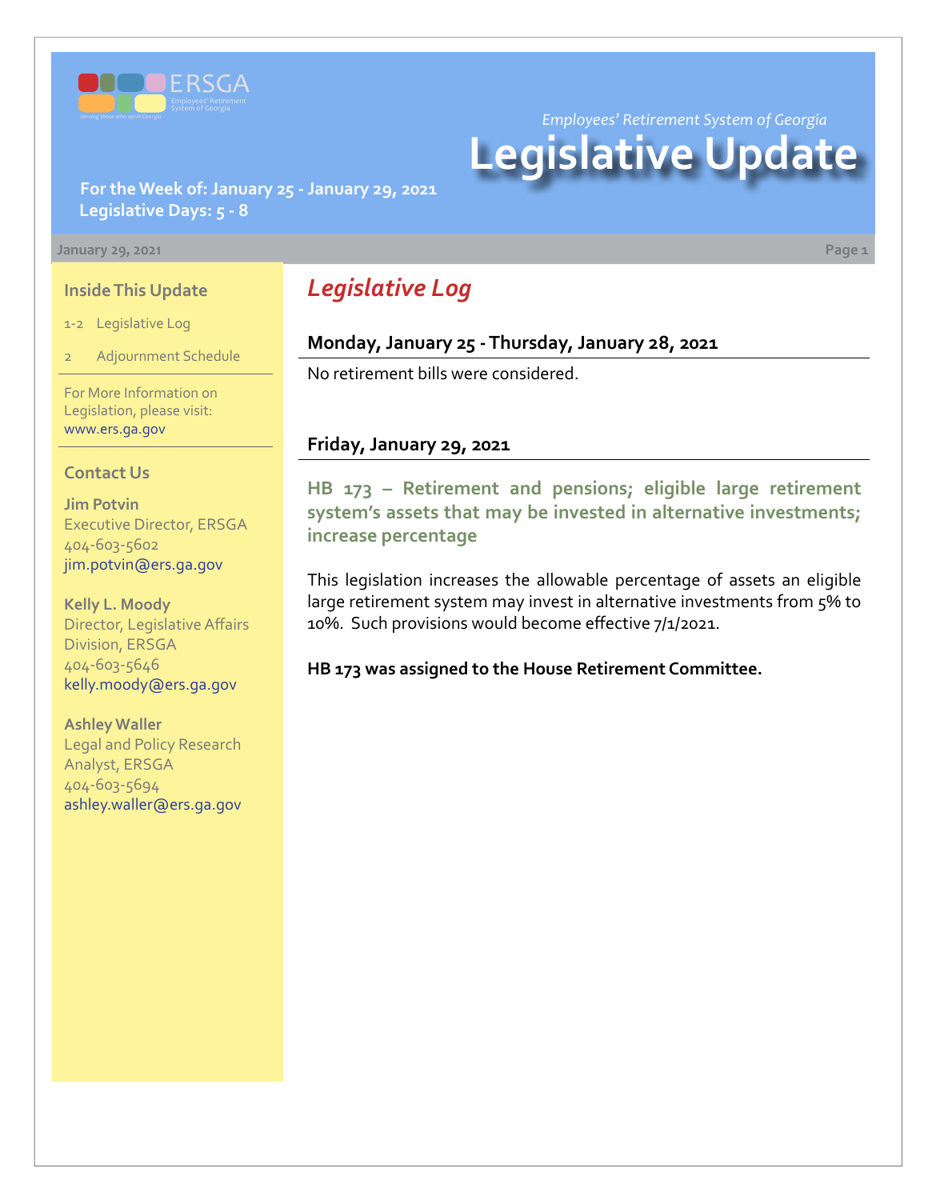*Employees' Retirement System of Georgia*

# Legislative Update

**For the Week of: January 25 - January 29, 2021**
**Legislative Days: 5 - 8**

January 29, 2021

## Legislative Log

### Monday, January 25 - Thursday, January 28, 2021

No retirement bills were considered.

### Friday, January 29, 2021

#### HB 173 – Retirement and pensions; eligible large retirement system's assets that may be invested in alternative investments; increase percentage

This legislation increases the allowable percentage of assets an eligible large retirement system may invest in alternative investments from 5% to 10%. Such provisions would become effective 7/1/2021.

**HB 173 was assigned to the House Retirement Committee.**

---

### Inside This Update

- 1-2 Legislative Log
- 2 Adjournment Schedule

For More Information on Legislation, please visit: www.ers.ga.gov

### Contact Us

**Jim Potvin**
Executive Director, ERSGA
404-603-5602
jim.potvin@ers.ga.gov

**Kelly L. Moody**
Director, Legislative Affairs Division, ERSGA
404-603-5646
kelly.moody@ers.ga.gov

**Ashley Waller**
Legal and Policy Research Analyst, ERSGA
404-603-5694
ashley.waller@ers.ga.gov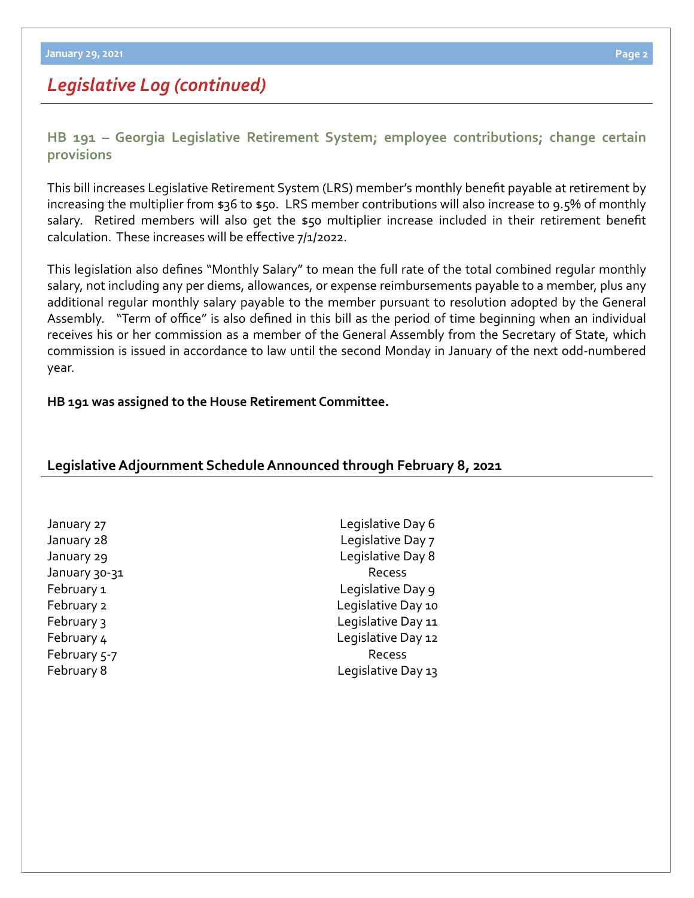## *Legislative Log (continued)*

### HB 191 – Georgia Legislative Retirement System; employee contributions; change certain provisions

This bill increases Legislative Retirement System (LRS) member's monthly benefit payable at retirement by increasing the multiplier from $36 to $50. LRS member contributions will also increase to 9.5% of monthly salary. Retired members will also get the $50 multiplier increase included in their retirement benefit calculation. These increases will be effective 7/1/2022.

This legislation also defines "Monthly Salary" to mean the full rate of the total combined regular monthly salary, not including any per diems, allowances, or expense reimbursements payable to a member, plus any additional regular monthly salary payable to the member pursuant to resolution adopted by the General Assembly. "Term of office" is also defined in this bill as the period of time beginning when an individual receives his or her commission as a member of the General Assembly from the Secretary of State, which commission is issued in accordance to law until the second Monday in January of the next odd-numbered year.

**HB 191 was assigned to the House Retirement Committee.**

### Legislative Adjournment Schedule Announced through February 8, 2021

| | |
|---|---|
| January 27 | Legislative Day 6 |
| January 28 | Legislative Day 7 |
| January 29 | Legislative Day 8 |
| January 30-31 | Recess |
| February 1 | Legislative Day 9 |
| February 2 | Legislative Day 10 |
| February 3 | Legislative Day 11 |
| February 4 | Legislative Day 12 |
| February 5-7 | Recess |
| February 8 | Legislative Day 13 |